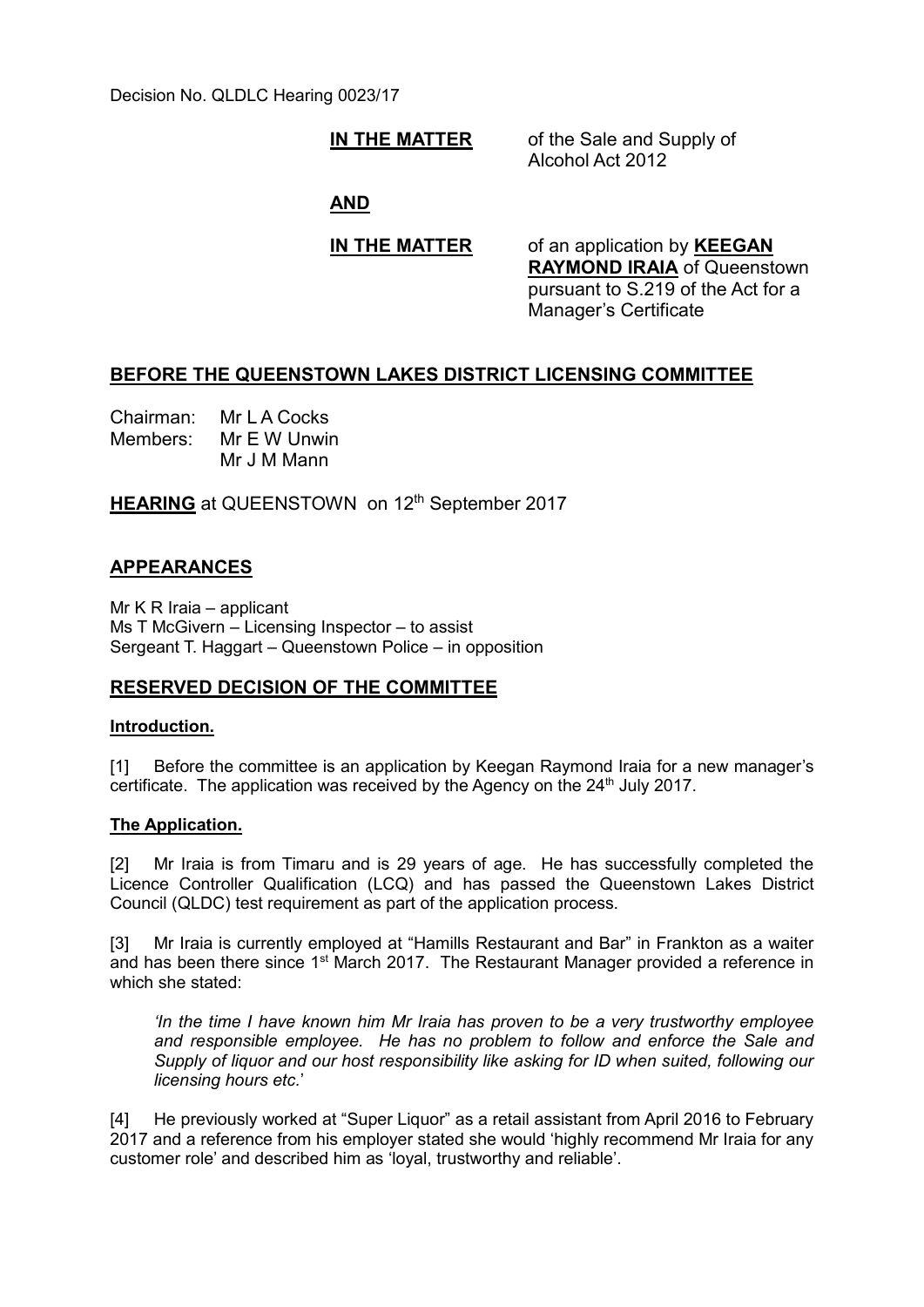Decision No. QLDLC Hearing 0023/17

**IN THE MATTER** of the Sale and Supply of Alcohol Act 2012

**AND**

**IN THE MATTER** of an application by **KEEGAN RAYMOND IRAIA** of Queenstown pursuant to S.219 of the Act for a Manager's Certificate

## BEFORE THE QUEENSTOWN LAKES DISTRICT LICENSING COMMITTEE

Chairman: Mr L A Cocks
Members: Mr E W Unwin
Mr J M Mann

**HEARING** at QUEENSTOWN on 12th September 2017

## APPEARANCES

Mr K R Iraia – applicant
Ms T McGivern – Licensing Inspector – to assist
Sergeant T. Haggart – Queenstown Police – in opposition

## RESERVED DECISION OF THE COMMITTEE

### Introduction.

[1] Before the committee is an application by Keegan Raymond Iraia for a new manager's certificate. The application was received by the Agency on the 24th July 2017.

### The Application.

[2] Mr Iraia is from Timaru and is 29 years of age. He has successfully completed the Licence Controller Qualification (LCQ) and has passed the Queenstown Lakes District Council (QLDC) test requirement as part of the application process.

[3] Mr Iraia is currently employed at "Hamills Restaurant and Bar" in Frankton as a waiter and has been there since 1st March 2017. The Restaurant Manager provided a reference in which she stated:

*'In the time I have known him Mr Iraia has proven to be a very trustworthy employee and responsible employee. He has no problem to follow and enforce the Sale and Supply of liquor and our host responsibility like asking for ID when suited, following our licensing hours etc.'*

[4] He previously worked at "Super Liquor" as a retail assistant from April 2016 to February 2017 and a reference from his employer stated she would 'highly recommend Mr Iraia for any customer role' and described him as 'loyal, trustworthy and reliable'.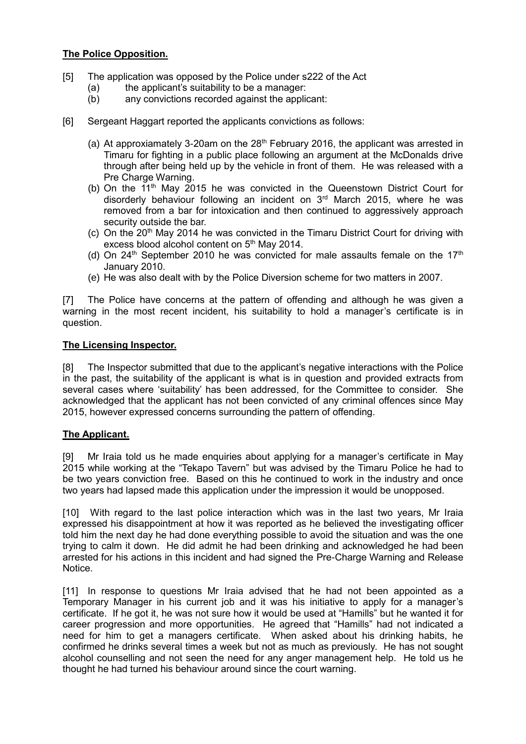## The Police Opposition.

[5] The application was opposed by the Police under s222 of the Act

- (a) the applicant's suitability to be a manager:
- (b) any convictions recorded against the applicant:

[6] Sergeant Haggart reported the applicants convictions as follows:

- (a) At approxiamately 3-20am on the 28th February 2016, the applicant was arrested in Timaru for fighting in a public place following an argument at the McDonalds drive through after being held up by the vehicle in front of them. He was released with a Pre Charge Warning.
- (b) On the 11th May 2015 he was convicted in the Queenstown District Court for disorderly behaviour following an incident on 3rd March 2015, where he was removed from a bar for intoxication and then continued to aggressively approach security outside the bar.
- (c) On the 20th May 2014 he was convicted in the Timaru District Court for driving with excess blood alcohol content on 5th May 2014.
- (d) On 24th September 2010 he was convicted for male assaults female on the 17th January 2010.
- (e) He was also dealt with by the Police Diversion scheme for two matters in 2007.

[7] The Police have concerns at the pattern of offending and although he was given a warning in the most recent incident, his suitability to hold a manager's certificate is in question.

## The Licensing Inspector.

[8] The Inspector submitted that due to the applicant's negative interactions with the Police in the past, the suitability of the applicant is what is in question and provided extracts from several cases where 'suitability' has been addressed, for the Committee to consider. She acknowledged that the applicant has not been convicted of any criminal offences since May 2015, however expressed concerns surrounding the pattern of offending.

## The Applicant.

[9] Mr Iraia told us he made enquiries about applying for a manager's certificate in May 2015 while working at the "Tekapo Tavern" but was advised by the Timaru Police he had to be two years conviction free. Based on this he continued to work in the industry and once two years had lapsed made this application under the impression it would be unopposed.

[10] With regard to the last police interaction which was in the last two years, Mr Iraia expressed his disappointment at how it was reported as he believed the investigating officer told him the next day he had done everything possible to avoid the situation and was the one trying to calm it down. He did admit he had been drinking and acknowledged he had been arrested for his actions in this incident and had signed the Pre-Charge Warning and Release Notice.

[11] In response to questions Mr Iraia advised that he had not been appointed as a Temporary Manager in his current job and it was his initiative to apply for a manager's certificate. If he got it, he was not sure how it would be used at "Hamills" but he wanted it for career progression and more opportunities. He agreed that "Hamills" had not indicated a need for him to get a managers certificate. When asked about his drinking habits, he confirmed he drinks several times a week but not as much as previously. He has not sought alcohol counselling and not seen the need for any anger management help. He told us he thought he had turned his behaviour around since the court warning.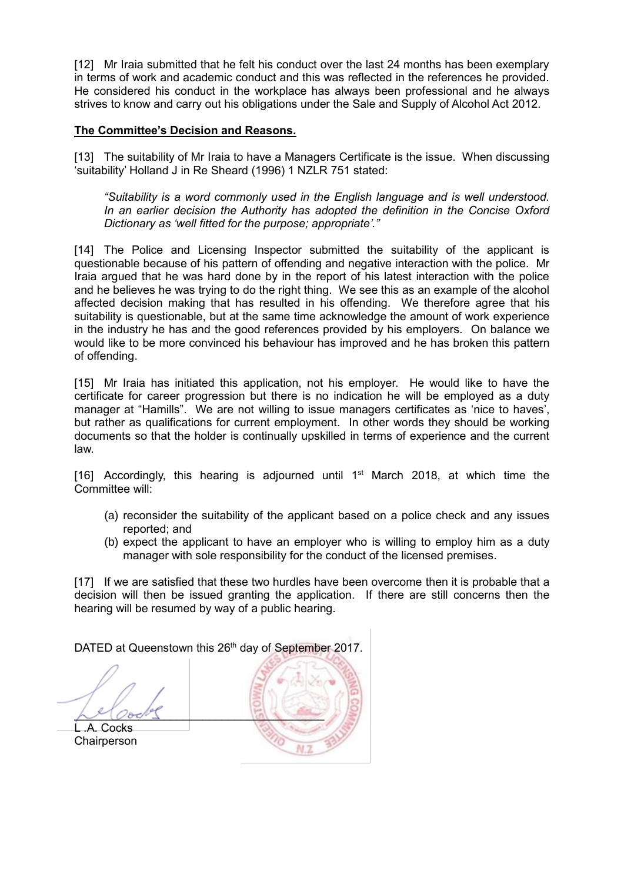[12] Mr Iraia submitted that he felt his conduct over the last 24 months has been exemplary in terms of work and academic conduct and this was reflected in the references he provided. He considered his conduct in the workplace has always been professional and he always strives to know and carry out his obligations under the Sale and Supply of Alcohol Act 2012.

**The Committee's Decision and Reasons.**

[13] The suitability of Mr Iraia to have a Managers Certificate is the issue. When discussing 'suitability' Holland J in Re Sheard (1996) 1 NZLR 751 stated:

> *"Suitability is a word commonly used in the English language and is well understood. In an earlier decision the Authority has adopted the definition in the Concise Oxford Dictionary as 'well fitted for the purpose; appropriate'."*

[14] The Police and Licensing Inspector submitted the suitability of the applicant is questionable because of his pattern of offending and negative interaction with the police. Mr Iraia argued that he was hard done by in the report of his latest interaction with the police and he believes he was trying to do the right thing. We see this as an example of the alcohol affected decision making that has resulted in his offending. We therefore agree that his suitability is questionable, but at the same time acknowledge the amount of work experience in the industry he has and the good references provided by his employers. On balance we would like to be more convinced his behaviour has improved and he has broken this pattern of offending.

[15] Mr Iraia has initiated this application, not his employer. He would like to have the certificate for career progression but there is no indication he will be employed as a duty manager at "Hamills". We are not willing to issue managers certificates as 'nice to haves', but rather as qualifications for current employment. In other words they should be working documents so that the holder is continually upskilled in terms of experience and the current law.

[16] Accordingly, this hearing is adjourned until 1st March 2018, at which time the Committee will:

(a) reconsider the suitability of the applicant based on a police check and any issues reported; and

(b) expect the applicant to have an employer who is willing to employ him as a duty manager with sole responsibility for the conduct of the licensed premises.

[17] If we are satisfied that these two hurdles have been overcome then it is probable that a decision will then be issued granting the application. If there are still concerns then the hearing will be resumed by way of a public hearing.

DATED at Queenstown this 26th day of September 2017.

L .A. Cocks
Chairperson